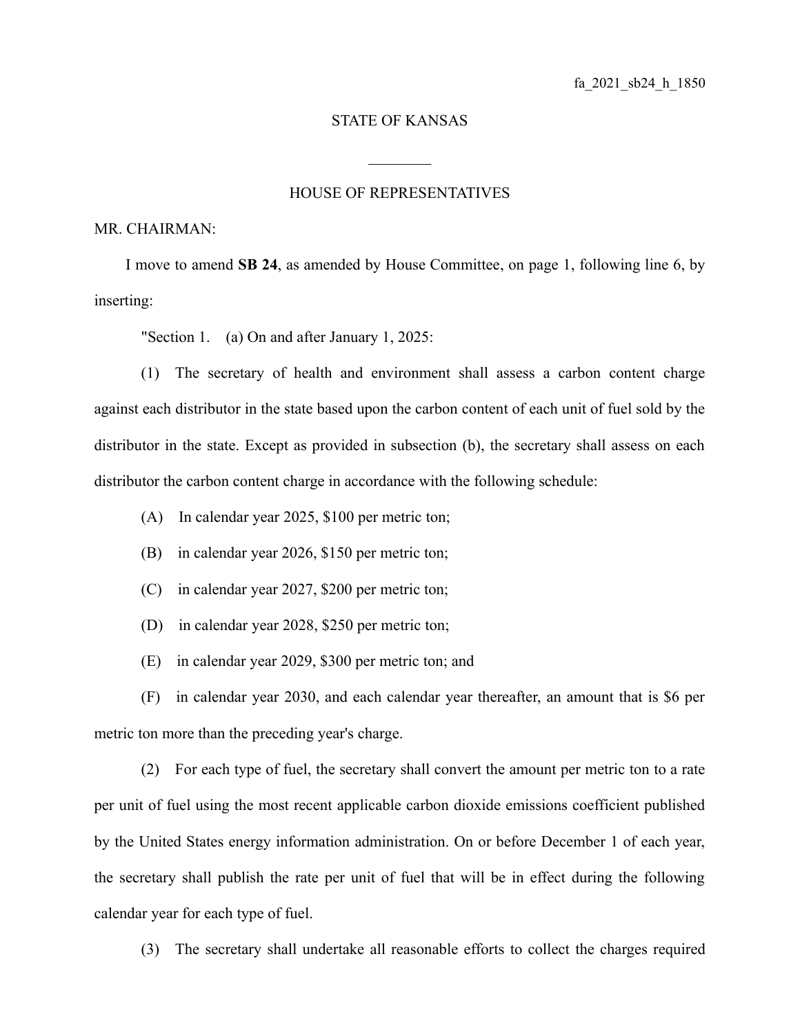fa_2021_sb24_h_1850

STATE OF KANSAS

________

HOUSE OF REPRESENTATIVES

MR. CHAIRMAN:

I move to amend **SB 24**, as amended by House Committee, on page 1, following line 6, by inserting:

"Section 1. (a) On and after January 1, 2025:

(1) The secretary of health and environment shall assess a carbon content charge against each distributor in the state based upon the carbon content of each unit of fuel sold by the distributor in the state. Except as provided in subsection (b), the secretary shall assess on each distributor the carbon content charge in accordance with the following schedule:

(A) In calendar year 2025, $100 per metric ton;

(B) in calendar year 2026, $150 per metric ton;

(C) in calendar year 2027, $200 per metric ton;

(D) in calendar year 2028, $250 per metric ton;

(E) in calendar year 2029, $300 per metric ton; and

(F) in calendar year 2030, and each calendar year thereafter, an amount that is $6 per metric ton more than the preceding year's charge.

(2) For each type of fuel, the secretary shall convert the amount per metric ton to a rate per unit of fuel using the most recent applicable carbon dioxide emissions coefficient published by the United States energy information administration. On or before December 1 of each year, the secretary shall publish the rate per unit of fuel that will be in effect during the following calendar year for each type of fuel.

(3) The secretary shall undertake all reasonable efforts to collect the charges required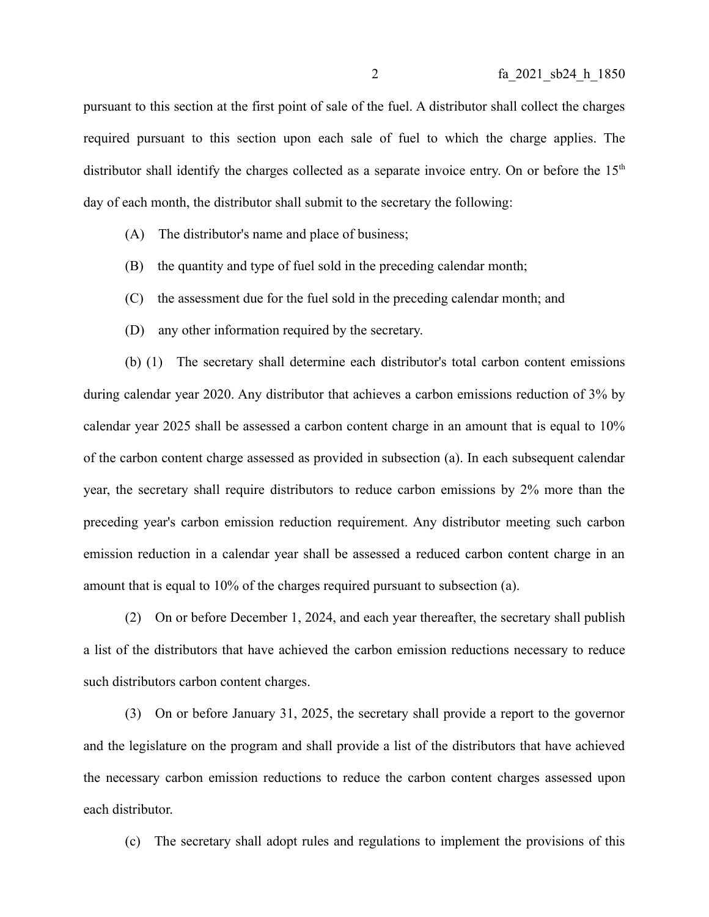pursuant to this section at the first point of sale of the fuel. A distributor shall collect the charges required pursuant to this section upon each sale of fuel to which the charge applies. The distributor shall identify the charges collected as a separate invoice entry. On or before the 15th day of each month, the distributor shall submit to the secretary the following:

(A) The distributor's name and place of business;

(B) the quantity and type of fuel sold in the preceding calendar month;

(C) the assessment due for the fuel sold in the preceding calendar month; and

(D) any other information required by the secretary.

(b) (1) The secretary shall determine each distributor's total carbon content emissions during calendar year 2020. Any distributor that achieves a carbon emissions reduction of 3% by calendar year 2025 shall be assessed a carbon content charge in an amount that is equal to 10% of the carbon content charge assessed as provided in subsection (a). In each subsequent calendar year, the secretary shall require distributors to reduce carbon emissions by 2% more than the preceding year's carbon emission reduction requirement. Any distributor meeting such carbon emission reduction in a calendar year shall be assessed a reduced carbon content charge in an amount that is equal to 10% of the charges required pursuant to subsection (a).

(2) On or before December 1, 2024, and each year thereafter, the secretary shall publish a list of the distributors that have achieved the carbon emission reductions necessary to reduce such distributors carbon content charges.

(3) On or before January 31, 2025, the secretary shall provide a report to the governor and the legislature on the program and shall provide a list of the distributors that have achieved the necessary carbon emission reductions to reduce the carbon content charges assessed upon each distributor.

(c) The secretary shall adopt rules and regulations to implement the provisions of this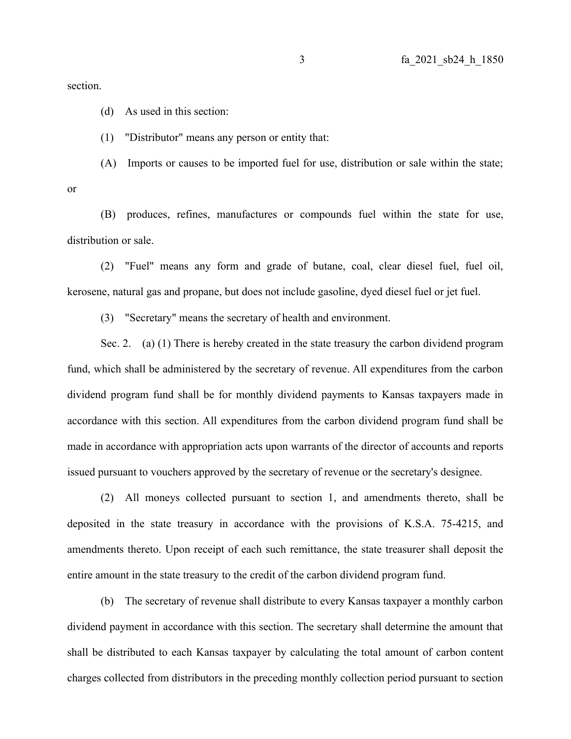section.

(d) As used in this section:

(1) "Distributor" means any person or entity that:

(A) Imports or causes to be imported fuel for use, distribution or sale within the state; or

(B) produces, refines, manufactures or compounds fuel within the state for use, distribution or sale.

(2) "Fuel" means any form and grade of butane, coal, clear diesel fuel, fuel oil, kerosene, natural gas and propane, but does not include gasoline, dyed diesel fuel or jet fuel.

(3) "Secretary" means the secretary of health and environment.

Sec. 2. (a) (1) There is hereby created in the state treasury the carbon dividend program fund, which shall be administered by the secretary of revenue. All expenditures from the carbon dividend program fund shall be for monthly dividend payments to Kansas taxpayers made in accordance with this section. All expenditures from the carbon dividend program fund shall be made in accordance with appropriation acts upon warrants of the director of accounts and reports issued pursuant to vouchers approved by the secretary of revenue or the secretary's designee.

(2) All moneys collected pursuant to section 1, and amendments thereto, shall be deposited in the state treasury in accordance with the provisions of K.S.A. 75-4215, and amendments thereto. Upon receipt of each such remittance, the state treasurer shall deposit the entire amount in the state treasury to the credit of the carbon dividend program fund.

(b) The secretary of revenue shall distribute to every Kansas taxpayer a monthly carbon dividend payment in accordance with this section. The secretary shall determine the amount that shall be distributed to each Kansas taxpayer by calculating the total amount of carbon content charges collected from distributors in the preceding monthly collection period pursuant to section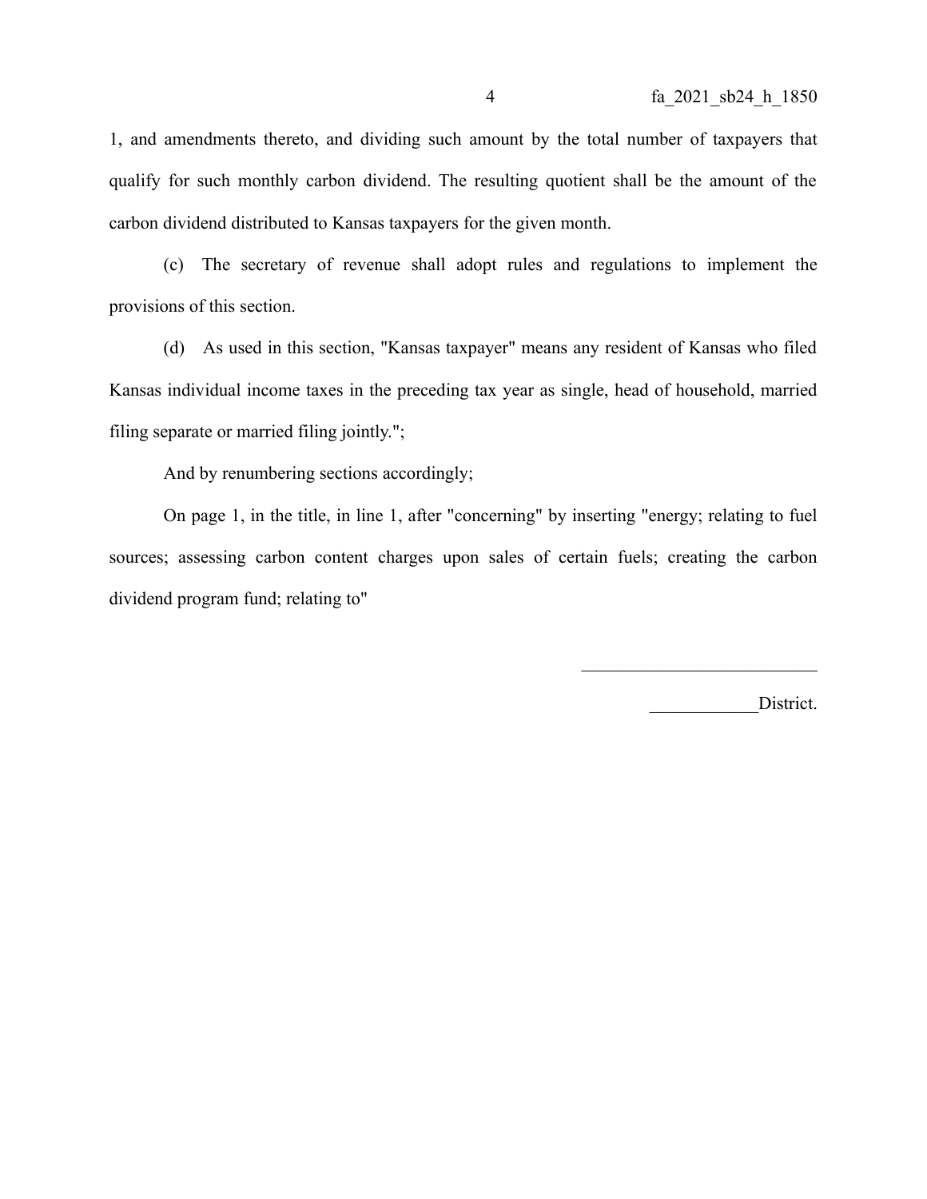1, and amendments thereto, and dividing such amount by the total number of taxpayers that qualify for such monthly carbon dividend. The resulting quotient shall be the amount of the carbon dividend distributed to Kansas taxpayers for the given month.

(c) The secretary of revenue shall adopt rules and regulations to implement the provisions of this section.

(d) As used in this section, "Kansas taxpayer" means any resident of Kansas who filed Kansas individual income taxes in the preceding tax year as single, head of household, married filing separate or married filing jointly.";

And by renumbering sections accordingly;

On page 1, in the title, in line 1, after "concerning" by inserting "energy; relating to fuel sources; assessing carbon content charges upon sales of certain fuels; creating the carbon dividend program fund; relating to"

\_\_\_\_\_\_\_\_\_\_\_\_\_\_\_\_\_\_\_\_\_\_\_\_\_\_

\_\_\_\_\_\_\_\_\_\_\_\_District.